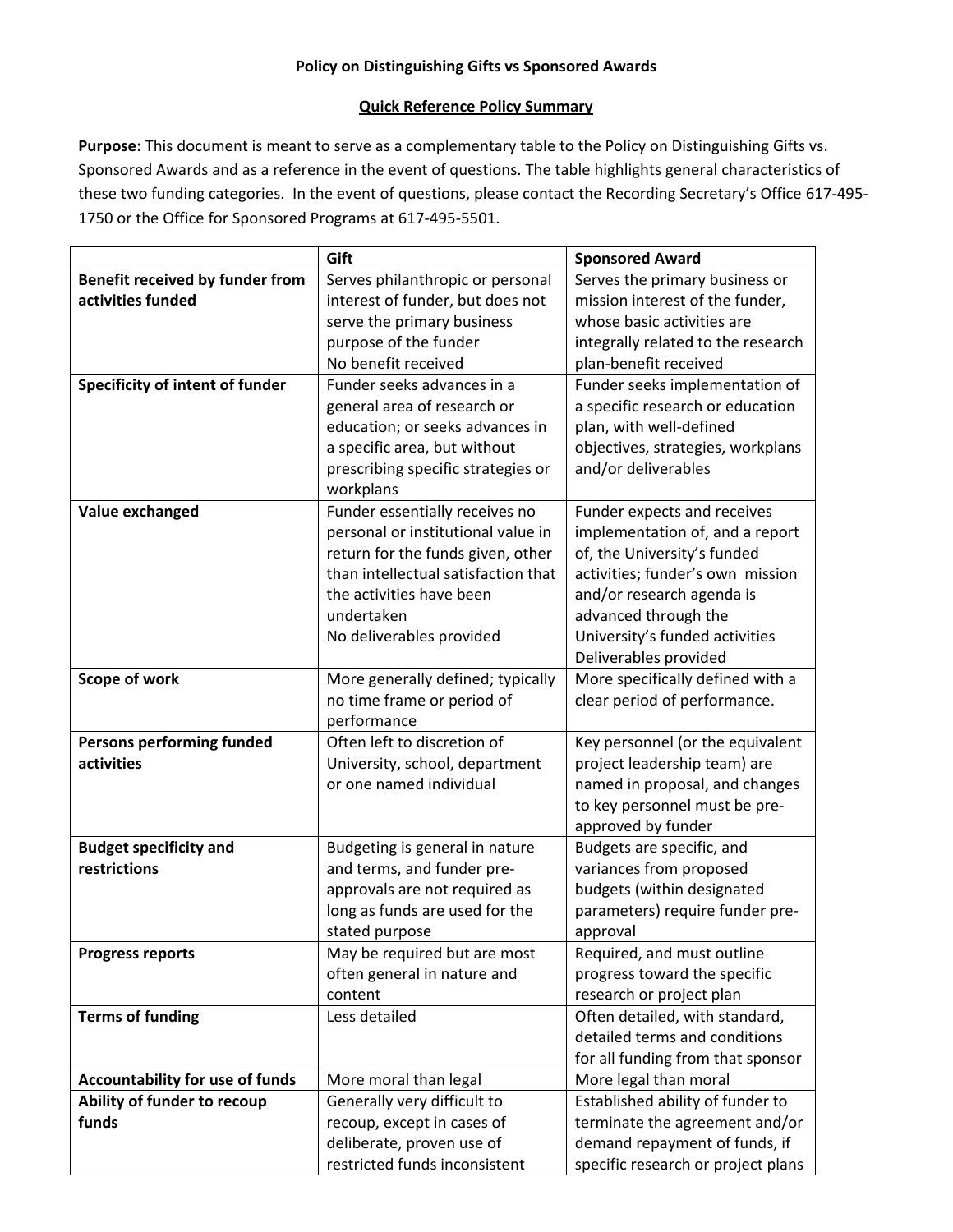**Policy on Distinguishing Gifts vs Sponsored Awards**

**Quick Reference Policy Summary**

**Purpose:** This document is meant to serve as a complementary table to the Policy on Distinguishing Gifts vs. Sponsored Awards and as a reference in the event of questions. The table highlights general characteristics of these two funding categories. In the event of questions, please contact the Recording Secretary's Office 617-495-1750 or the Office for Sponsored Programs at 617-495-5501.

| | **Gift** | **Sponsored Award** |
|---|---|---|
| **Benefit received by funder from activities funded** | Serves philanthropic or personal interest of funder, but does not serve the primary business purpose of the funder<br>No benefit received | Serves the primary business or mission interest of the funder, whose basic activities are integrally related to the research plan-benefit received |
| **Specificity of intent of funder** | Funder seeks advances in a general area of research or education; or seeks advances in a specific area, but without prescribing specific strategies or workplans | Funder seeks implementation of a specific research or education plan, with well-defined objectives, strategies, workplans and/or deliverables |
| **Value exchanged** | Funder essentially receives no personal or institutional value in return for the funds given, other than intellectual satisfaction that the activities have been undertaken<br>No deliverables provided | Funder expects and receives implementation of, and a report of, the University's funded activities; funder's own mission and/or research agenda is advanced through the University's funded activities<br>Deliverables provided |
| **Scope of work** | More generally defined; typically no time frame or period of performance | More specifically defined with a clear period of performance. |
| **Persons performing funded activities** | Often left to discretion of University, school, department or one named individual | Key personnel (or the equivalent project leadership team) are named in proposal, and changes to key personnel must be pre-approved by funder |
| **Budget specificity and restrictions** | Budgeting is general in nature and terms, and funder pre-approvals are not required as long as funds are used for the stated purpose | Budgets are specific, and variances from proposed budgets (within designated parameters) require funder pre-approval |
| **Progress reports** | May be required but are most often general in nature and content | Required, and must outline progress toward the specific research or project plan |
| **Terms of funding** | Less detailed | Often detailed, with standard, detailed terms and conditions for all funding from that sponsor |
| **Accountability for use of funds** | More moral than legal | More legal than moral |
| **Ability of funder to recoup funds** | Generally very difficult to recoup, except in cases of deliberate, proven use of restricted funds inconsistent | Established ability of funder to terminate the agreement and/or demand repayment of funds, if specific research or project plans |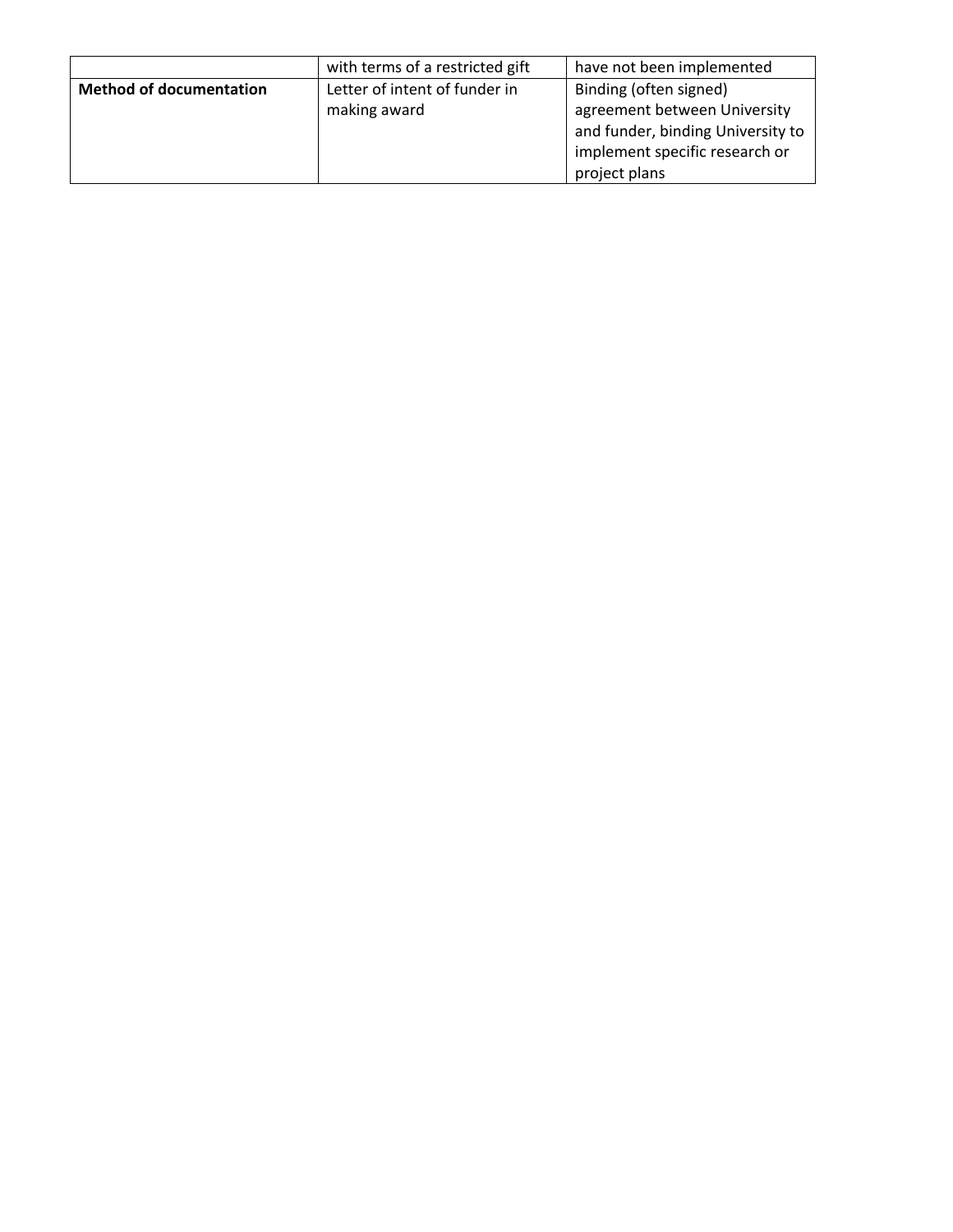| | | |
|---|---|---|
| | with terms of a restricted gift | have not been implemented |
| **Method of documentation** | Letter of intent of funder in making award | Binding (often signed) agreement between University and funder, binding University to implement specific research or project plans |